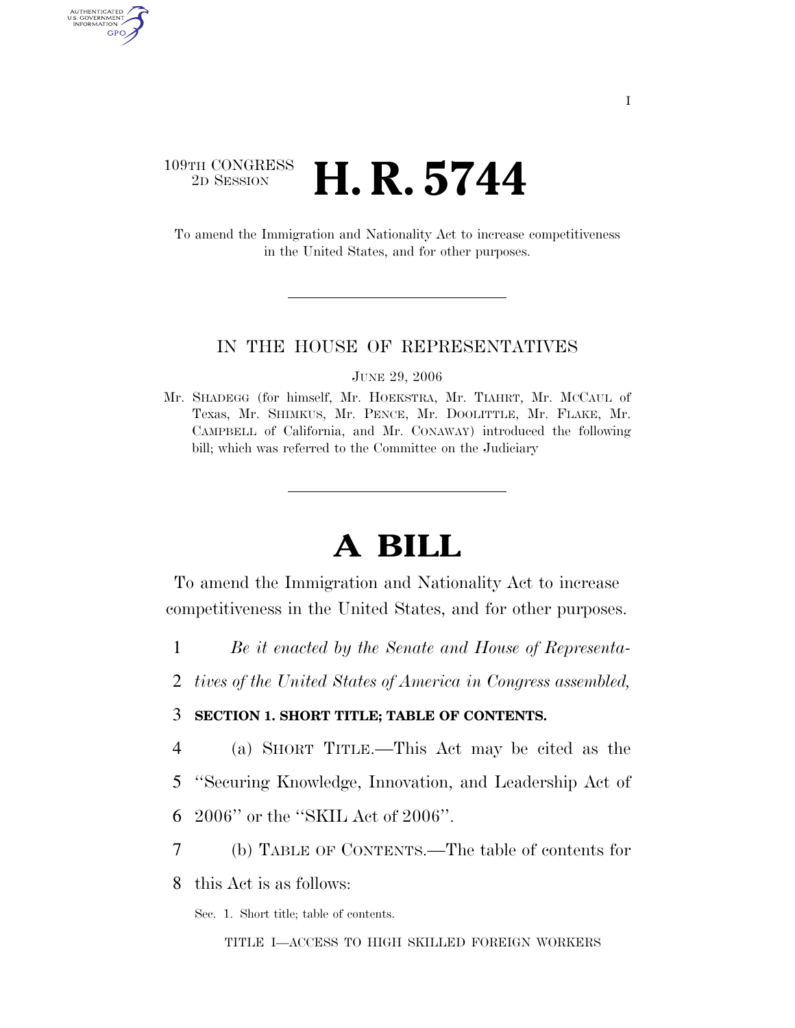109TH CONGRESS
2D SESSION

# H. R. 5744

To amend the Immigration and Nationality Act to increase competitiveness in the United States, and for other purposes.

---

IN THE HOUSE OF REPRESENTATIVES

JUNE 29, 2006

Mr. SHADEGG (for himself, Mr. HOEKSTRA, Mr. TIAHRT, Mr. MCCAUL of Texas, Mr. SHIMKUS, Mr. PENCE, Mr. DOOLITTLE, Mr. FLAKE, Mr. CAMPBELL of California, and Mr. CONAWAY) introduced the following bill; which was referred to the Committee on the Judiciary

---

# A BILL

To amend the Immigration and Nationality Act to increase competitiveness in the United States, and for other purposes.

1 *Be it enacted by the Senate and House of Representa-*
2 *tives of the United States of America in Congress assembled,*

3 **SECTION 1. SHORT TITLE; TABLE OF CONTENTS.**

4 (a) SHORT TITLE.—This Act may be cited as the
5 ''Securing Knowledge, Innovation, and Leadership Act of
6 2006'' or the ''SKIL Act of 2006''.

7 (b) TABLE OF CONTENTS.—The table of contents for
8 this Act is as follows:

Sec. 1. Short title; table of contents.

TITLE I—ACCESS TO HIGH SKILLED FOREIGN WORKERS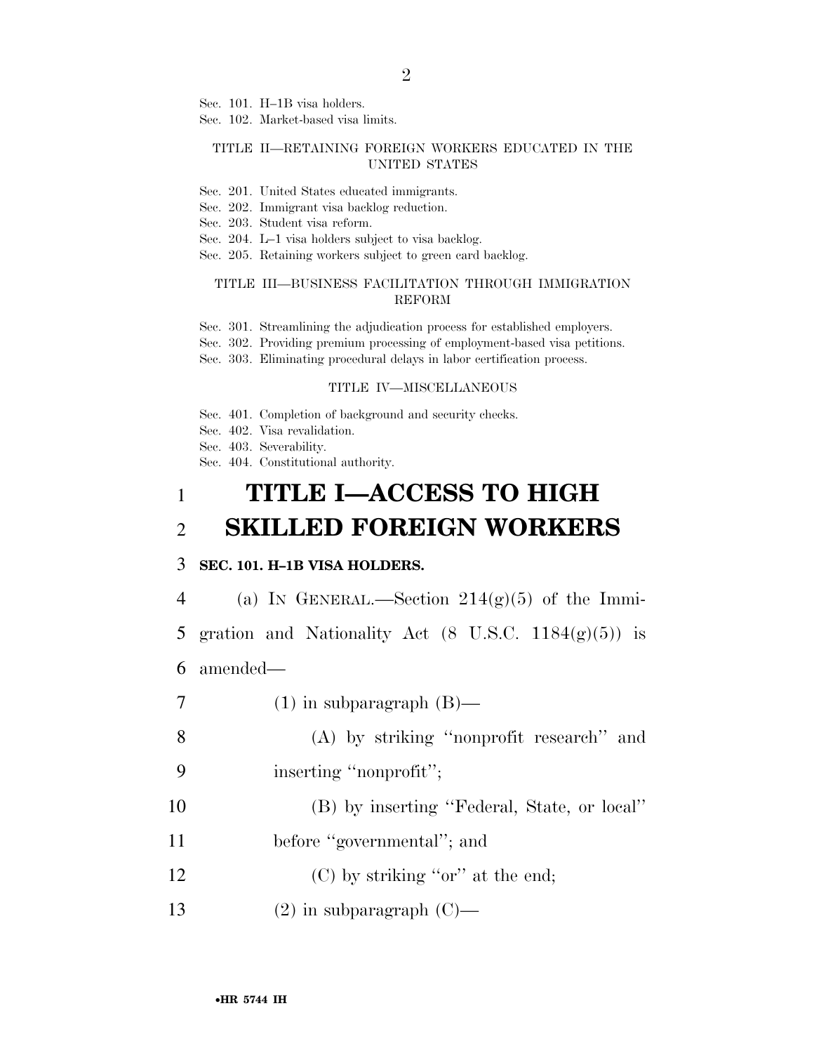Sec. 101. H–1B visa holders.
Sec. 102. Market-based visa limits.

TITLE II—RETAINING FOREIGN WORKERS EDUCATED IN THE UNITED STATES

Sec. 201. United States educated immigrants.
Sec. 202. Immigrant visa backlog reduction.
Sec. 203. Student visa reform.
Sec. 204. L–1 visa holders subject to visa backlog.
Sec. 205. Retaining workers subject to green card backlog.

TITLE III—BUSINESS FACILITATION THROUGH IMMIGRATION REFORM

Sec. 301. Streamlining the adjudication process for established employers.
Sec. 302. Providing premium processing of employment-based visa petitions.
Sec. 303. Eliminating procedural delays in labor certification process.

TITLE IV—MISCELLANEOUS

Sec. 401. Completion of background and security checks.
Sec. 402. Visa revalidation.
Sec. 403. Severability.
Sec. 404. Constitutional authority.

# TITLE I—ACCESS TO HIGH SKILLED FOREIGN WORKERS

**SEC. 101. H–1B VISA HOLDERS.**

(a) IN GENERAL.—Section 214(g)(5) of the Immigration and Nationality Act (8 U.S.C. 1184(g)(5)) is amended—

(1) in subparagraph (B)—

(A) by striking ''nonprofit research'' and inserting ''nonprofit'';

(B) by inserting ''Federal, State, or local'' before ''governmental''; and

(C) by striking ''or'' at the end;

(2) in subparagraph (C)—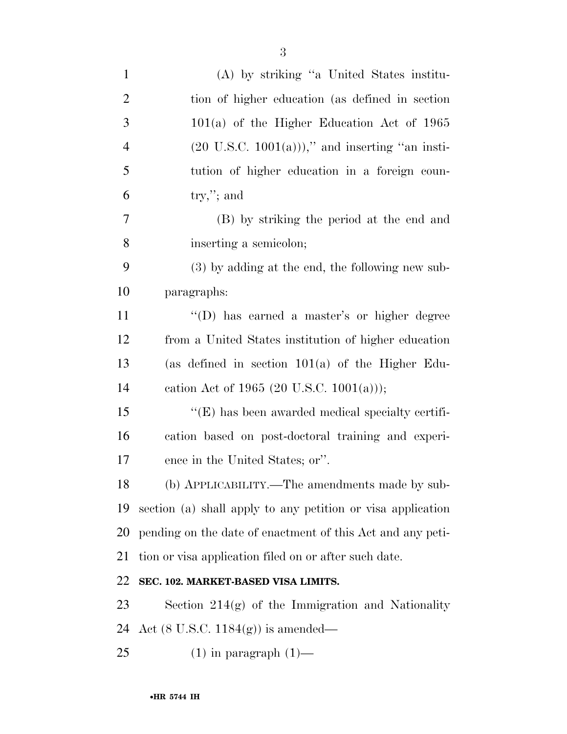(A) by striking "a United States institution of higher education (as defined in section 101(a) of the Higher Education Act of 1965 (20 U.S.C. 1001(a)))," and inserting "an institution of higher education in a foreign country,"; and

(B) by striking the period at the end and inserting a semicolon;

(3) by adding at the end, the following new subparagraphs:

"(D) has earned a master's or higher degree from a United States institution of higher education (as defined in section 101(a) of the Higher Education Act of 1965 (20 U.S.C. 1001(a)));

"(E) has been awarded medical specialty certification based on post-doctoral training and experience in the United States; or".

(b) APPLICABILITY.—The amendments made by subsection (a) shall apply to any petition or visa application pending on the date of enactment of this Act and any petition or visa application filed on or after such date.

**SEC. 102. MARKET-BASED VISA LIMITS.**

Section 214(g) of the Immigration and Nationality Act (8 U.S.C. 1184(g)) is amended—

(1) in paragraph (1)—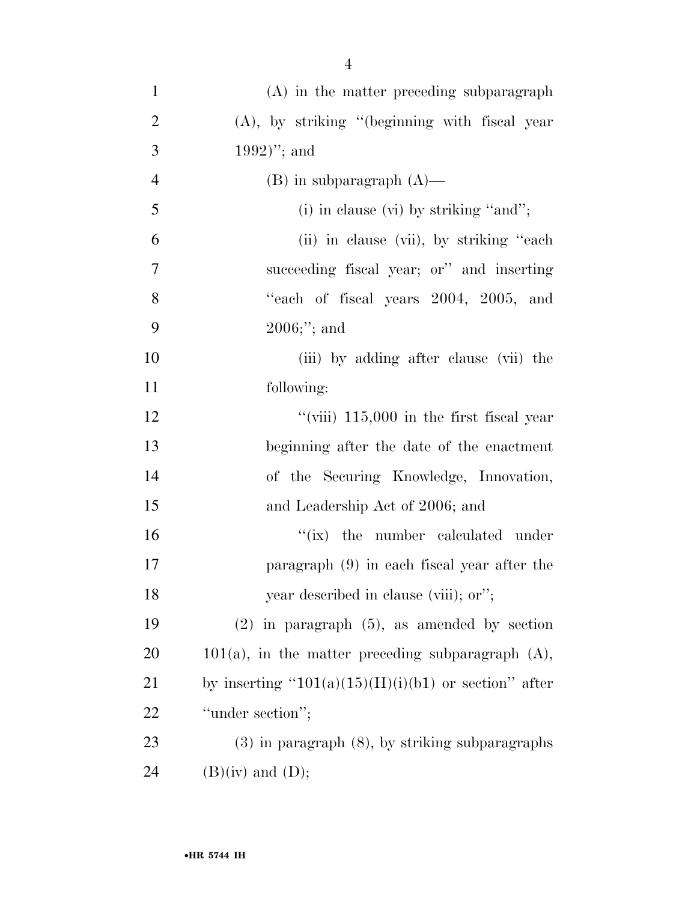(A) in the matter preceding subparagraph (A), by striking "(beginning with fiscal year 1992)"; and

(B) in subparagraph (A)—

(i) in clause (vi) by striking "and";

(ii) in clause (vii), by striking "each succeeding fiscal year; or" and inserting "each of fiscal years 2004, 2005, and 2006;"; and

(iii) by adding after clause (vii) the following:

"(viii) 115,000 in the first fiscal year beginning after the date of the enactment of the Securing Knowledge, Innovation, and Leadership Act of 2006; and

"(ix) the number calculated under paragraph (9) in each fiscal year after the year described in clause (viii); or";

(2) in paragraph (5), as amended by section 101(a), in the matter preceding subparagraph (A), by inserting "101(a)(15)(H)(i)(b1) or section" after "under section";

(3) in paragraph (8), by striking subparagraphs (B)(iv) and (D);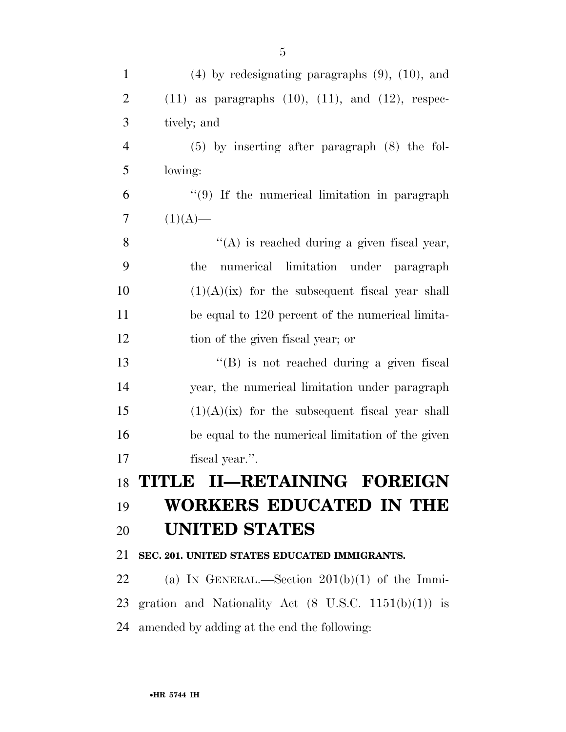(4) by redesignating paragraphs (9), (10), and (11) as paragraphs (10), (11), and (12), respectively; and

(5) by inserting after paragraph (8) the following:

"(9) If the numerical limitation in paragraph (1)(A)—

"(A) is reached during a given fiscal year, the numerical limitation under paragraph (1)(A)(ix) for the subsequent fiscal year shall be equal to 120 percent of the numerical limitation of the given fiscal year; or

"(B) is not reached during a given fiscal year, the numerical limitation under paragraph (1)(A)(ix) for the subsequent fiscal year shall be equal to the numerical limitation of the given fiscal year.".

# TITLE II—RETAINING FOREIGN WORKERS EDUCATED IN THE UNITED STATES

**SEC. 201. UNITED STATES EDUCATED IMMIGRANTS.**

(a) IN GENERAL.—Section 201(b)(1) of the Immigration and Nationality Act (8 U.S.C. 1151(b)(1)) is amended by adding at the end the following: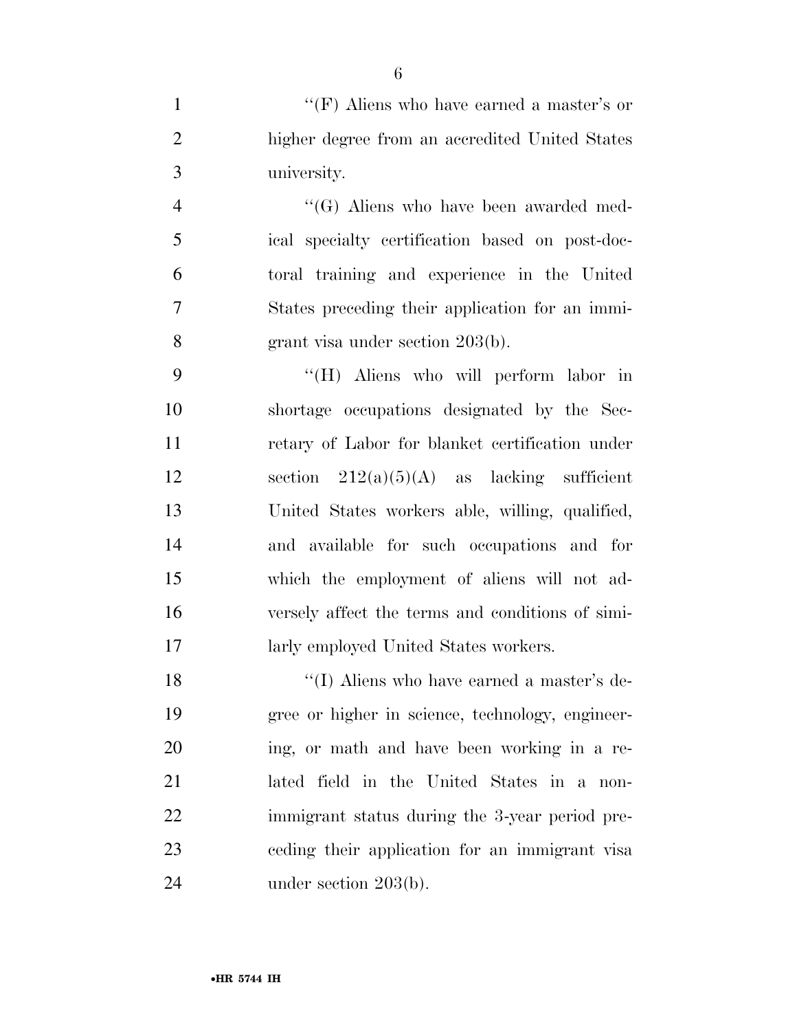''(F) Aliens who have earned a master's or higher degree from an accredited United States university.

''(G) Aliens who have been awarded medical specialty certification based on post-doctoral training and experience in the United States preceding their application for an immigrant visa under section 203(b).

''(H) Aliens who will perform labor in shortage occupations designated by the Secretary of Labor for blanket certification under section 212(a)(5)(A) as lacking sufficient United States workers able, willing, qualified, and available for such occupations and for which the employment of aliens will not adversely affect the terms and conditions of similarly employed United States workers.

''(I) Aliens who have earned a master's degree or higher in science, technology, engineering, or math and have been working in a related field in the United States in a nonimmigrant status during the 3-year period preceding their application for an immigrant visa under section 203(b).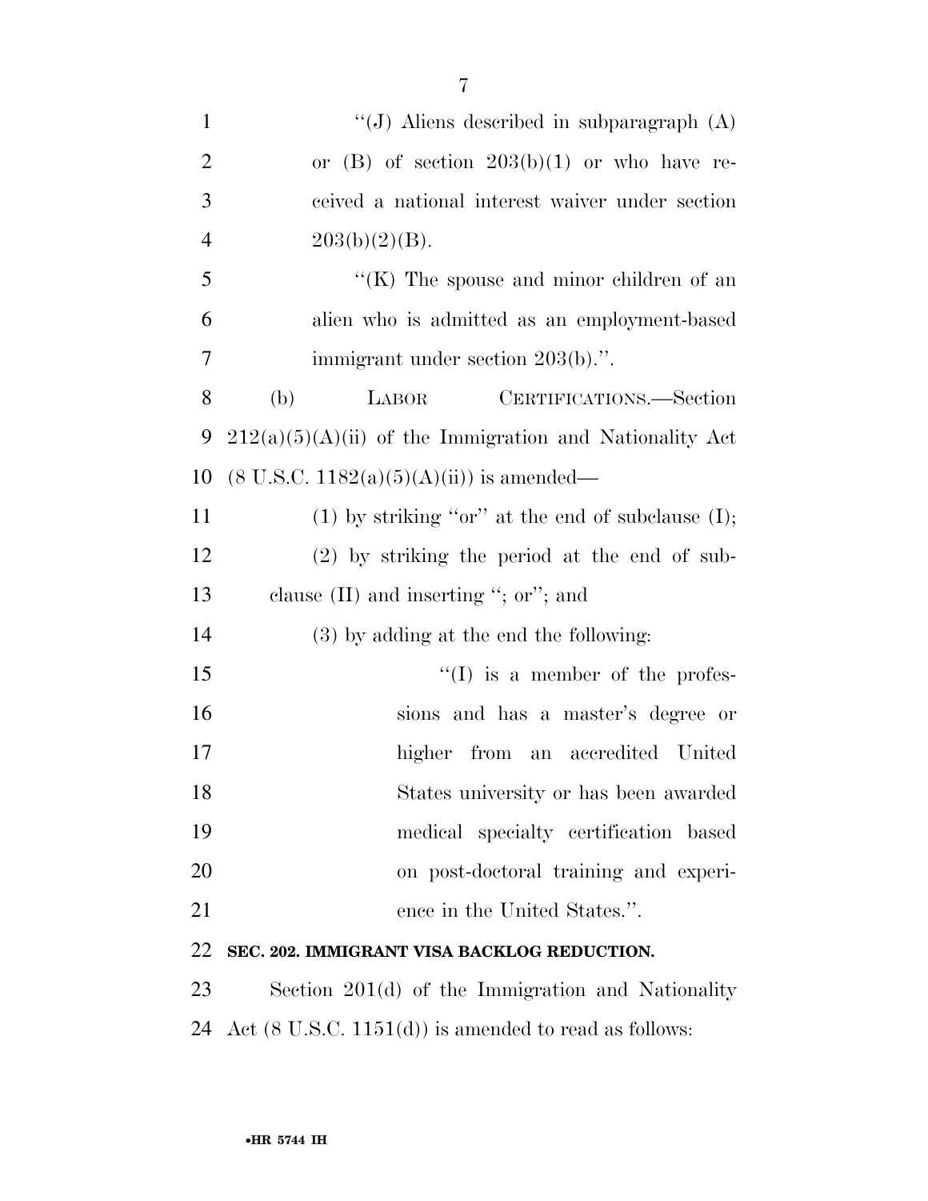"(J) Aliens described in subparagraph (A) or (B) of section 203(b)(1) or who have received a national interest waiver under section 203(b)(2)(B).

"(K) The spouse and minor children of an alien who is admitted as an employment-based immigrant under section 203(b).".

(b) LABOR CERTIFICATIONS.—Section 212(a)(5)(A)(ii) of the Immigration and Nationality Act (8 U.S.C. 1182(a)(5)(A)(ii)) is amended—

(1) by striking "or" at the end of subclause (I);

(2) by striking the period at the end of subclause (II) and inserting "; or"; and

(3) by adding at the end the following:

"(I) is a member of the professions and has a master's degree or higher from an accredited United States university or has been awarded medical specialty certification based on post-doctoral training and experience in the United States.".

**SEC. 202. IMMIGRANT VISA BACKLOG REDUCTION.**

Section 201(d) of the Immigration and Nationality Act (8 U.S.C. 1151(d)) is amended to read as follows: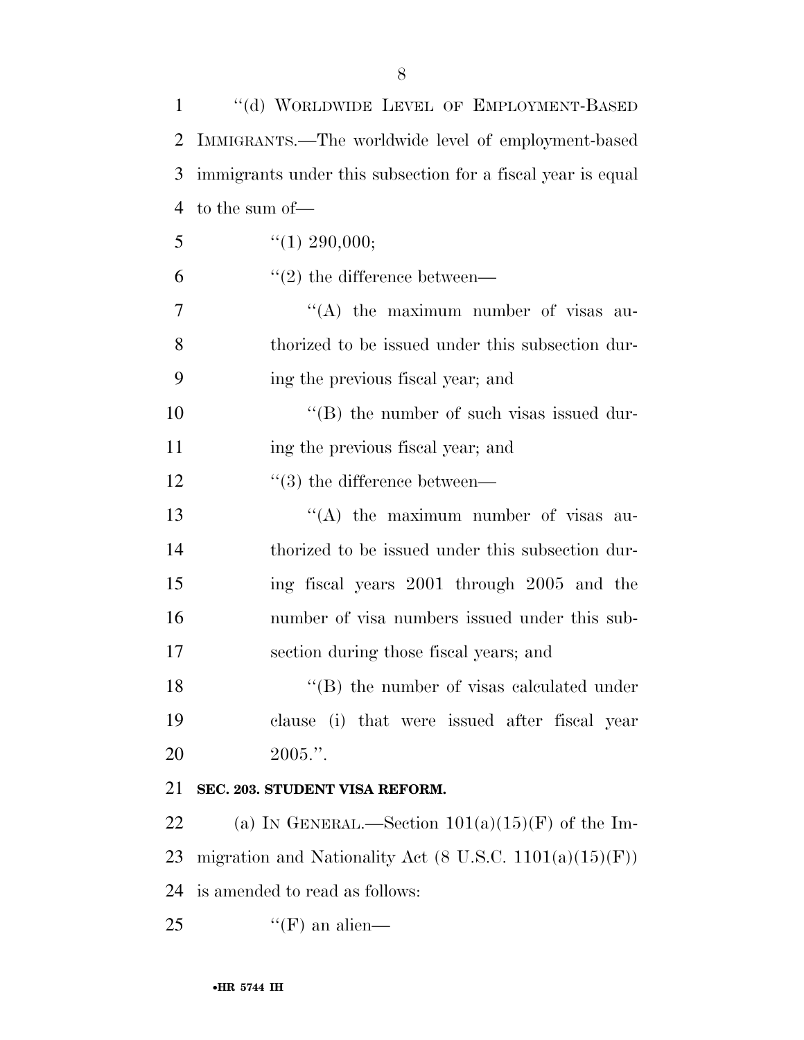"(d) WORLDWIDE LEVEL OF EMPLOYMENT-BASED IMMIGRANTS.—The worldwide level of employment-based immigrants under this subsection for a fiscal year is equal to the sum of—

"(1) 290,000;

"(2) the difference between—

"(A) the maximum number of visas authorized to be issued under this subsection during the previous fiscal year; and

"(B) the number of such visas issued during the previous fiscal year; and

"(3) the difference between—

"(A) the maximum number of visas authorized to be issued under this subsection during fiscal years 2001 through 2005 and the number of visa numbers issued under this subsection during those fiscal years; and

"(B) the number of visas calculated under clause (i) that were issued after fiscal year 2005.".

**SEC. 203. STUDENT VISA REFORM.**

(a) IN GENERAL.—Section 101(a)(15)(F) of the Immigration and Nationality Act (8 U.S.C. 1101(a)(15)(F)) is amended to read as follows:

"(F) an alien—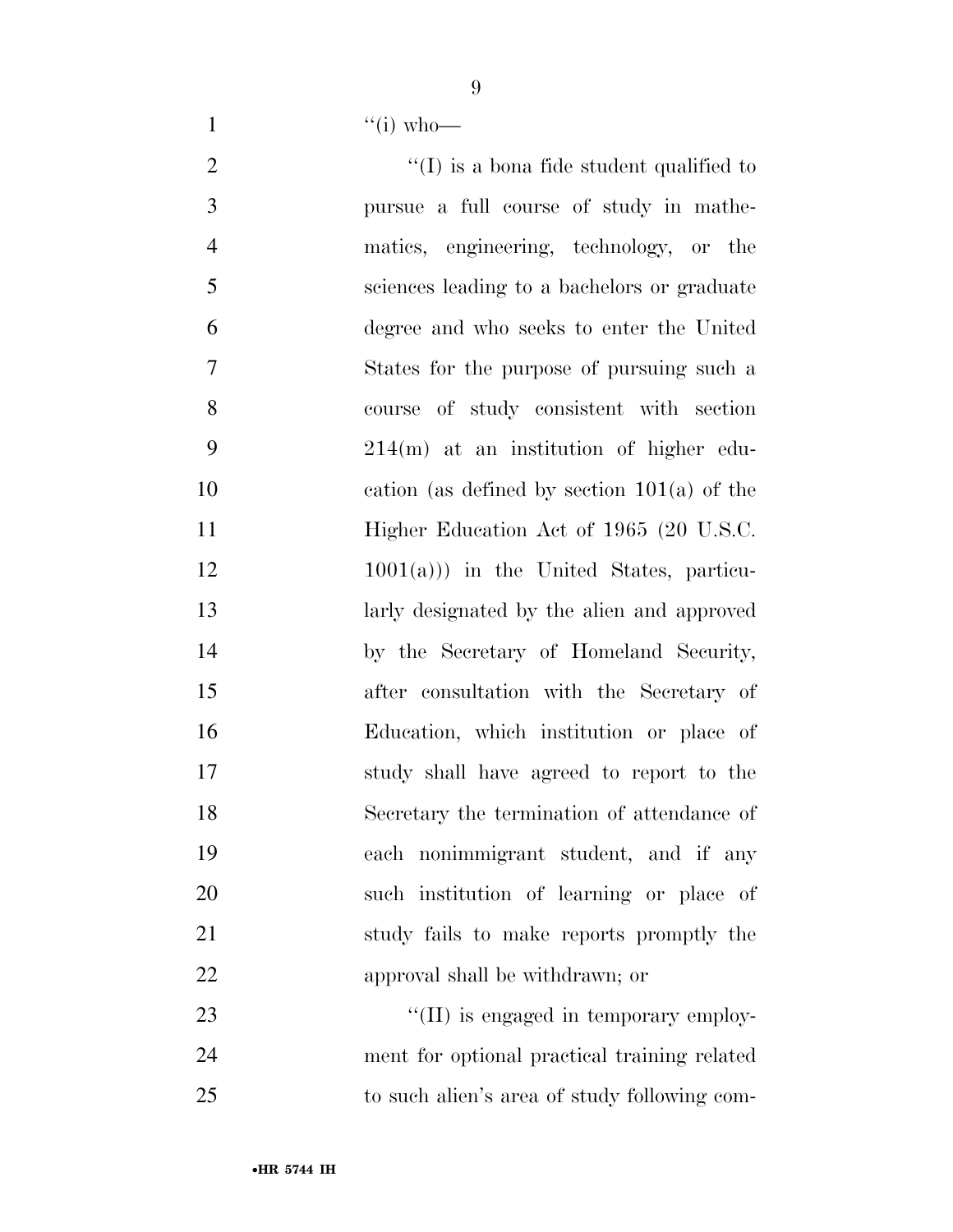''(i) who—

''(I) is a bona fide student qualified to pursue a full course of study in mathematics, engineering, technology, or the sciences leading to a bachelors or graduate degree and who seeks to enter the United States for the purpose of pursuing such a course of study consistent with section 214(m) at an institution of higher education (as defined by section 101(a) of the Higher Education Act of 1965 (20 U.S.C. 1001(a))) in the United States, particularly designated by the alien and approved by the Secretary of Homeland Security, after consultation with the Secretary of Education, which institution or place of study shall have agreed to report to the Secretary the termination of attendance of each nonimmigrant student, and if any such institution of learning or place of study fails to make reports promptly the approval shall be withdrawn; or

''(II) is engaged in temporary employment for optional practical training related to such alien's area of study following com-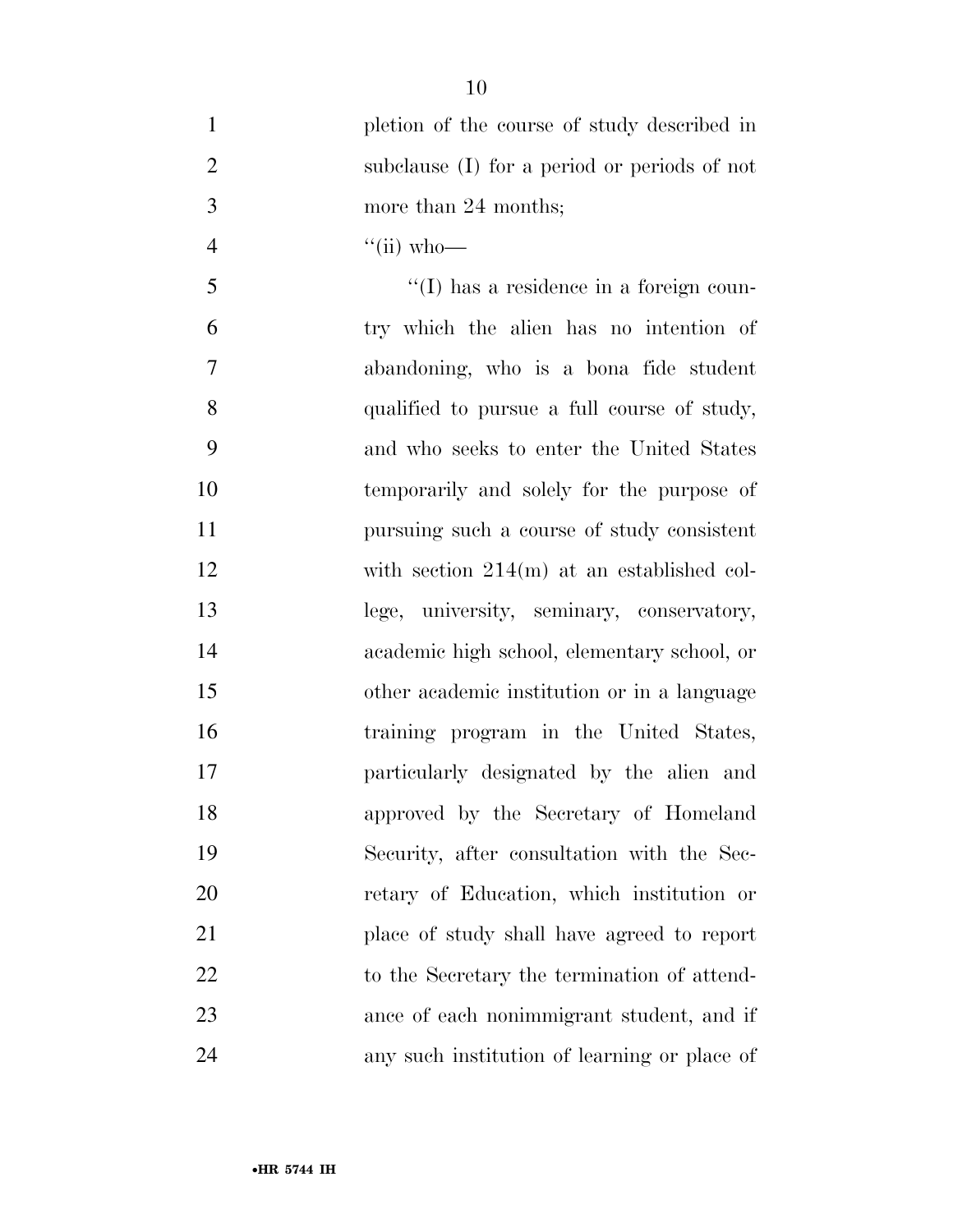pletion of the course of study described in subclause (I) for a period or periods of not more than 24 months;

"(ii) who—

"(I) has a residence in a foreign country which the alien has no intention of abandoning, who is a bona fide student qualified to pursue a full course of study, and who seeks to enter the United States temporarily and solely for the purpose of pursuing such a course of study consistent with section 214(m) at an established college, university, seminary, conservatory, academic high school, elementary school, or other academic institution or in a language training program in the United States, particularly designated by the alien and approved by the Secretary of Homeland Security, after consultation with the Secretary of Education, which institution or place of study shall have agreed to report to the Secretary the termination of attendance of each nonimmigrant student, and if any such institution of learning or place of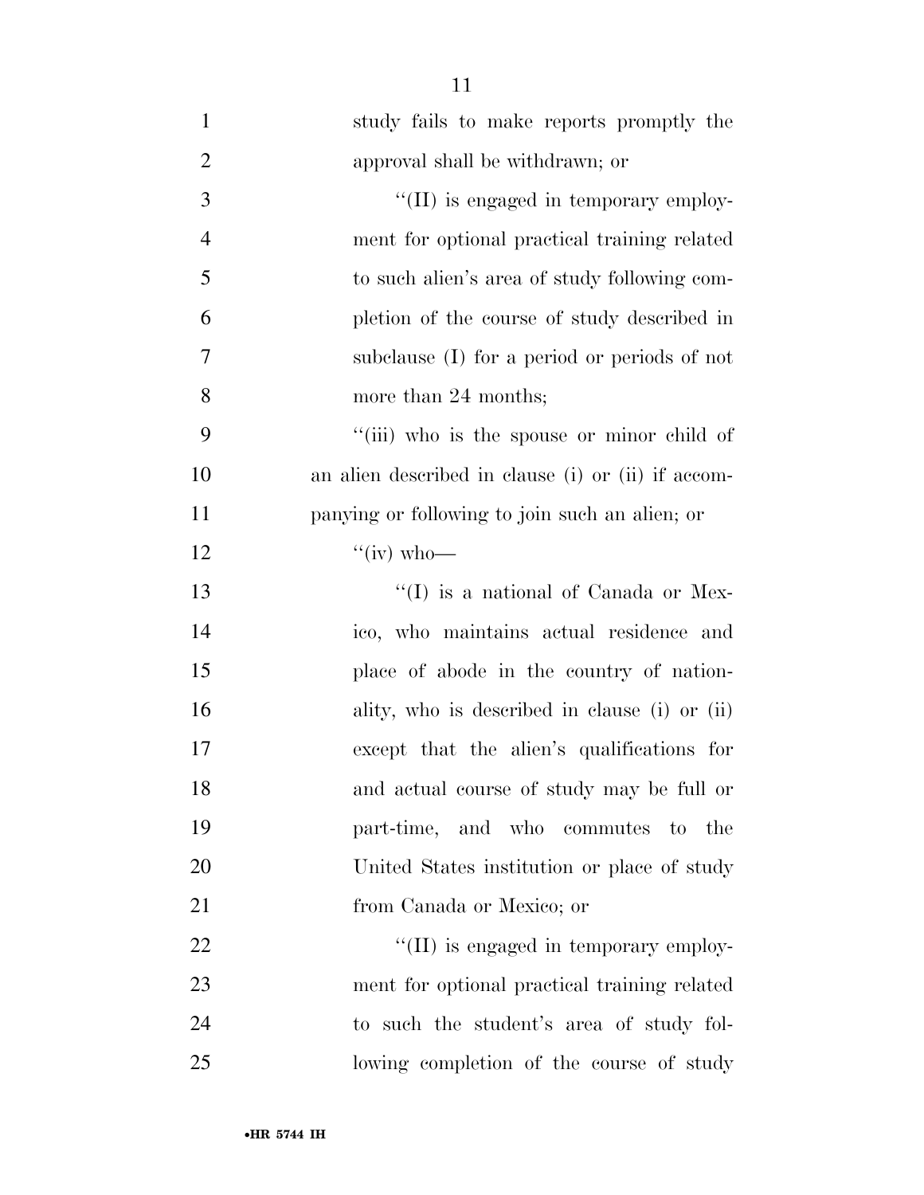study fails to make reports promptly the approval shall be withdrawn; or

''(II) is engaged in temporary employment for optional practical training related to such alien's area of study following completion of the course of study described in subclause (I) for a period or periods of not more than 24 months;

''(iii) who is the spouse or minor child of an alien described in clause (i) or (ii) if accompanying or following to join such an alien; or

''(iv) who—

''(I) is a national of Canada or Mexico, who maintains actual residence and place of abode in the country of nationality, who is described in clause (i) or (ii) except that the alien's qualifications for and actual course of study may be full or part-time, and who commutes to the United States institution or place of study from Canada or Mexico; or

''(II) is engaged in temporary employment for optional practical training related to such the student's area of study following completion of the course of study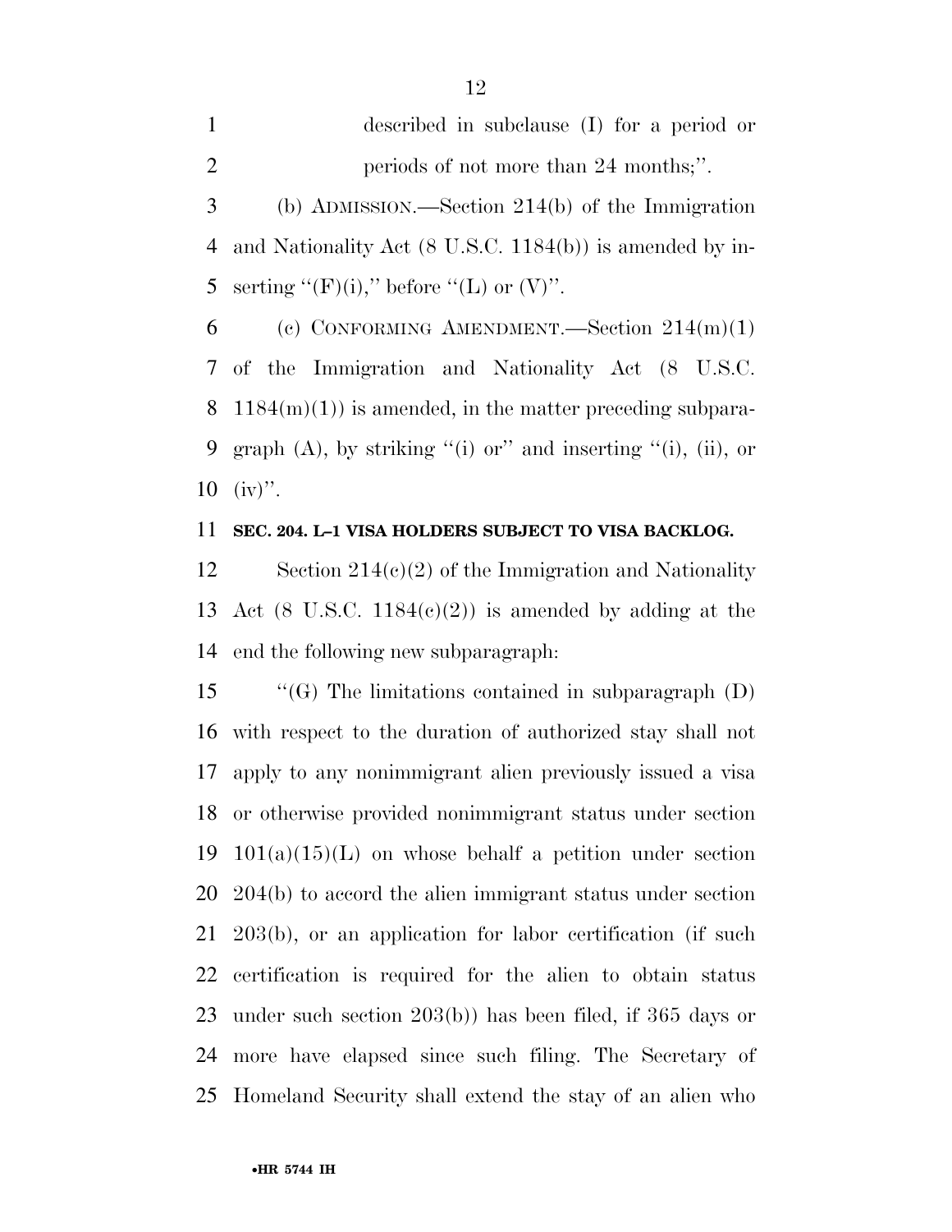described in subclause (I) for a period or periods of not more than 24 months;''.

(b) ADMISSION.—Section 214(b) of the Immigration and Nationality Act (8 U.S.C. 1184(b)) is amended by inserting ''(F)(i),'' before ''(L) or (V)''.

(c) CONFORMING AMENDMENT.—Section 214(m)(1) of the Immigration and Nationality Act (8 U.S.C. 1184(m)(1)) is amended, in the matter preceding subparagraph (A), by striking ''(i) or'' and inserting ''(i), (ii), or (iv)''.

**SEC. 204. L–1 VISA HOLDERS SUBJECT TO VISA BACKLOG.**

Section 214(c)(2) of the Immigration and Nationality Act (8 U.S.C. 1184(c)(2)) is amended by adding at the end the following new subparagraph:

''(G) The limitations contained in subparagraph (D) with respect to the duration of authorized stay shall not apply to any nonimmigrant alien previously issued a visa or otherwise provided nonimmigrant status under section 101(a)(15)(L) on whose behalf a petition under section 204(b) to accord the alien immigrant status under section 203(b), or an application for labor certification (if such certification is required for the alien to obtain status under such section 203(b)) has been filed, if 365 days or more have elapsed since such filing. The Secretary of Homeland Security shall extend the stay of an alien who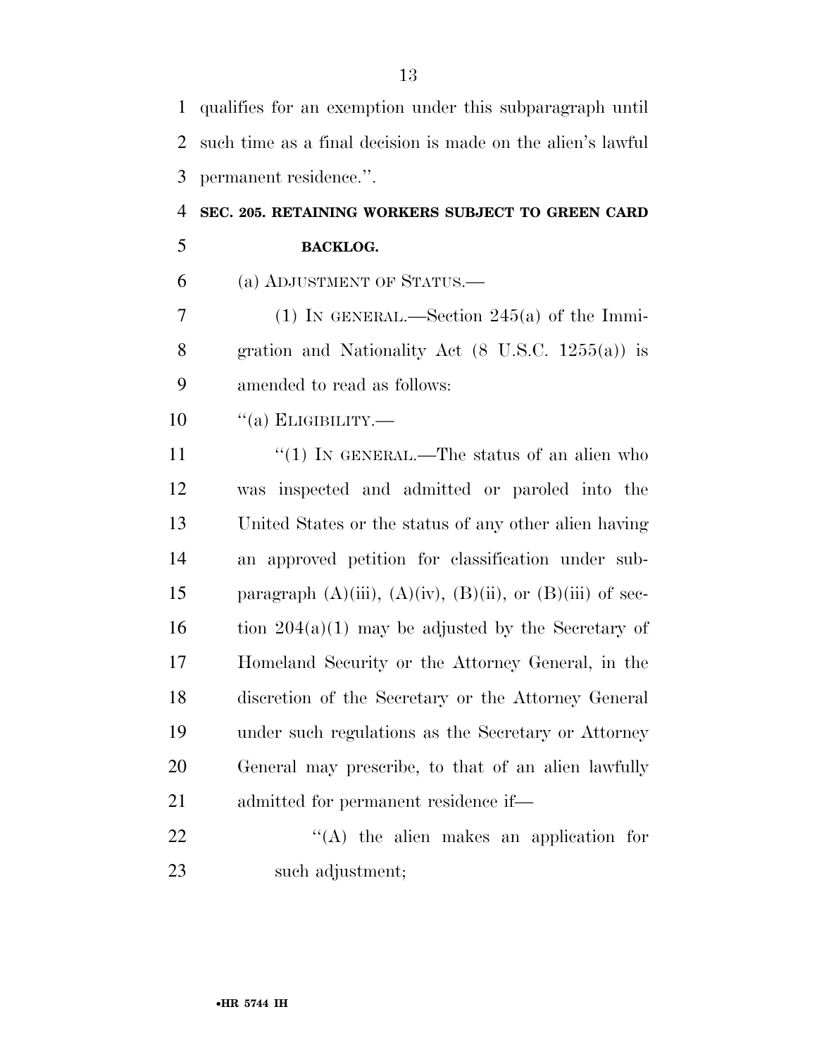qualifies for an exemption under this subparagraph until such time as a final decision is made on the alien's lawful permanent residence.''.

**SEC. 205. RETAINING WORKERS SUBJECT TO GREEN CARD BACKLOG.**

(a) ADJUSTMENT OF STATUS.—

(1) IN GENERAL.—Section 245(a) of the Immigration and Nationality Act (8 U.S.C. 1255(a)) is amended to read as follows:

''(a) ELIGIBILITY.—

''(1) IN GENERAL.—The status of an alien who was inspected and admitted or paroled into the United States or the status of any other alien having an approved petition for classification under subparagraph (A)(iii), (A)(iv), (B)(ii), or (B)(iii) of section 204(a)(1) may be adjusted by the Secretary of Homeland Security or the Attorney General, in the discretion of the Secretary or the Attorney General under such regulations as the Secretary or Attorney General may prescribe, to that of an alien lawfully admitted for permanent residence if—

''(A) the alien makes an application for such adjustment;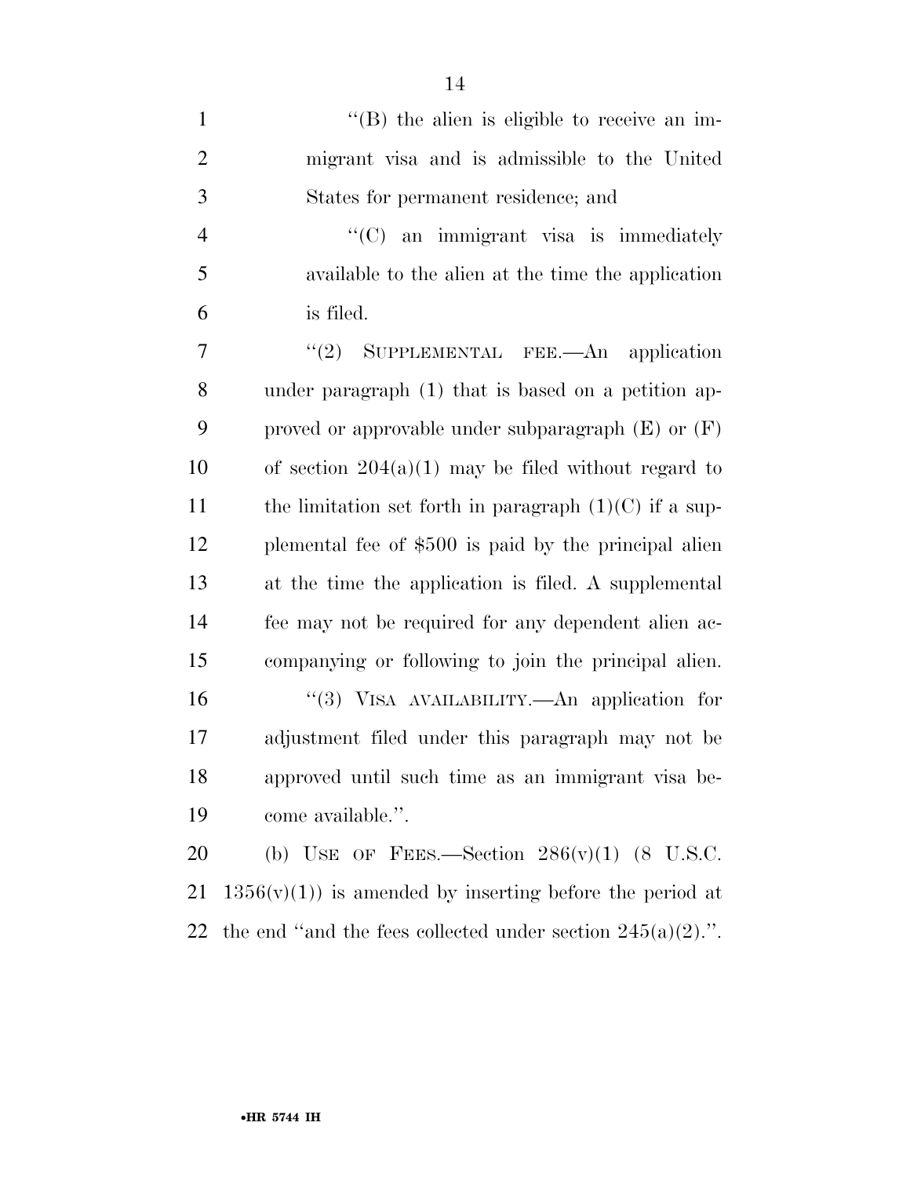''(B) the alien is eligible to receive an immigrant visa and is admissible to the United States for permanent residence; and

''(C) an immigrant visa is immediately available to the alien at the time the application is filed.

''(2) SUPPLEMENTAL FEE.—An application under paragraph (1) that is based on a petition approved or approvable under subparagraph (E) or (F) of section 204(a)(1) may be filed without regard to the limitation set forth in paragraph (1)(C) if a supplemental fee of $500 is paid by the principal alien at the time the application is filed. A supplemental fee may not be required for any dependent alien accompanying or following to join the principal alien.

''(3) VISA AVAILABILITY.—An application for adjustment filed under this paragraph may not be approved until such time as an immigrant visa become available.''.

(b) USE OF FEES.—Section 286(v)(1) (8 U.S.C. 1356(v)(1)) is amended by inserting before the period at the end ''and the fees collected under section 245(a)(2).''.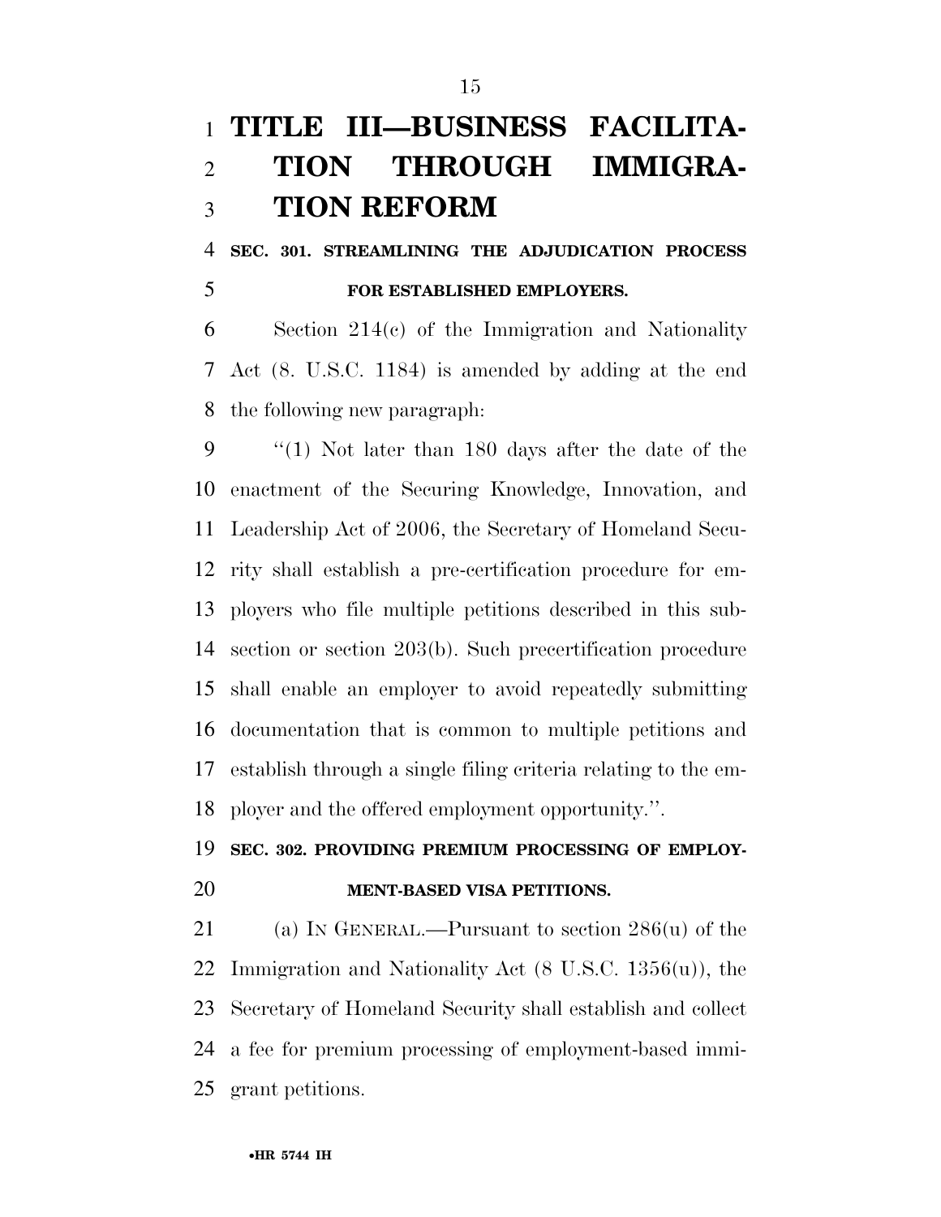# TITLE III—BUSINESS FACILITATION THROUGH IMMIGRATION REFORM

## SEC. 301. STREAMLINING THE ADJUDICATION PROCESS FOR ESTABLISHED EMPLOYERS.

Section 214(c) of the Immigration and Nationality Act (8. U.S.C. 1184) is amended by adding at the end the following new paragraph:

"(1) Not later than 180 days after the date of the enactment of the Securing Knowledge, Innovation, and Leadership Act of 2006, the Secretary of Homeland Security shall establish a pre-certification procedure for employers who file multiple petitions described in this subsection or section 203(b). Such precertification procedure shall enable an employer to avoid repeatedly submitting documentation that is common to multiple petitions and establish through a single filing criteria relating to the employer and the offered employment opportunity.".

## SEC. 302. PROVIDING PREMIUM PROCESSING OF EMPLOYMENT-BASED VISA PETITIONS.

(a) IN GENERAL.—Pursuant to section 286(u) of the Immigration and Nationality Act (8 U.S.C. 1356(u)), the Secretary of Homeland Security shall establish and collect a fee for premium processing of employment-based immigrant petitions.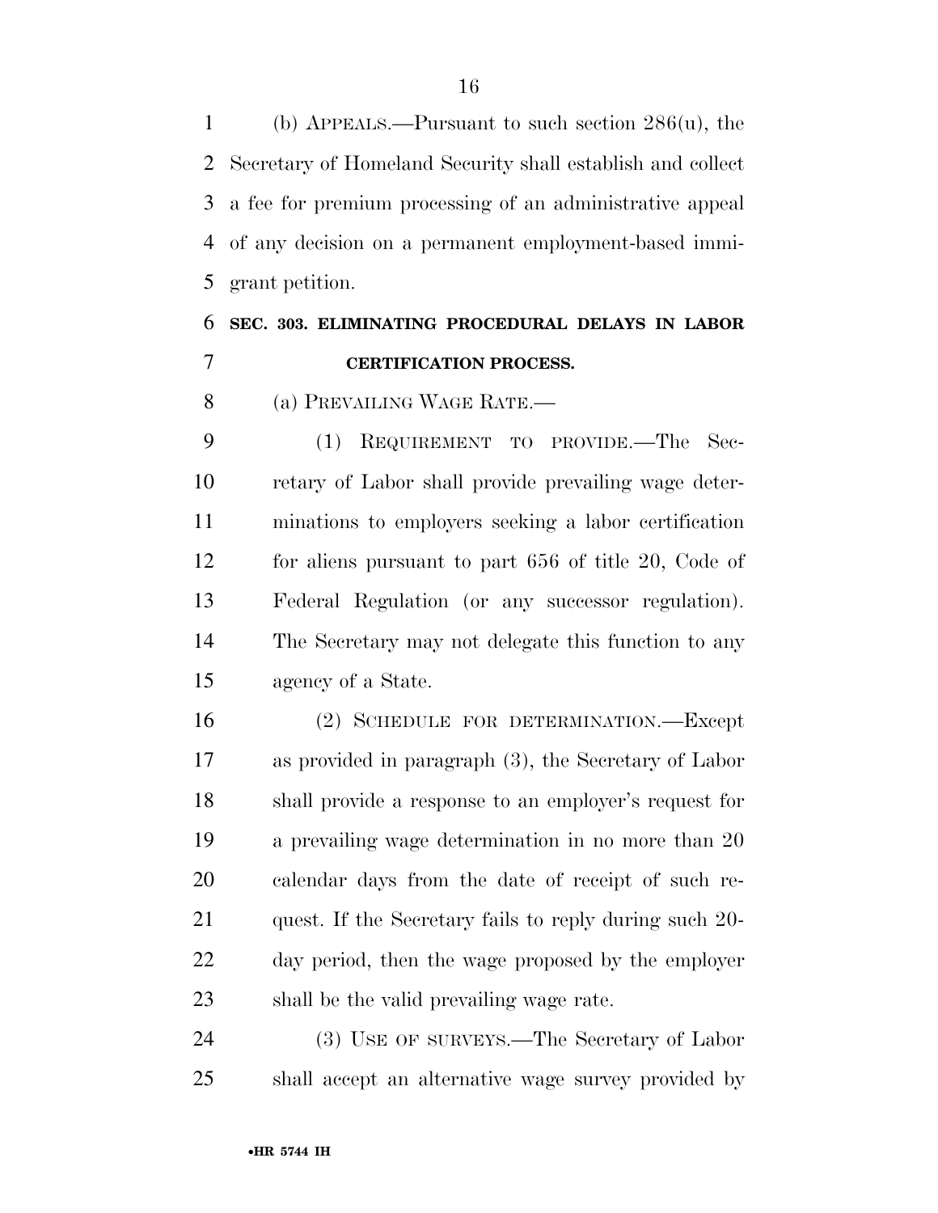(b) APPEALS.—Pursuant to such section 286(u), the Secretary of Homeland Security shall establish and collect a fee for premium processing of an administrative appeal of any decision on a permanent employment-based immigrant petition.

**SEC. 303. ELIMINATING PROCEDURAL DELAYS IN LABOR CERTIFICATION PROCESS.**

(a) PREVAILING WAGE RATE.—

(1) REQUIREMENT TO PROVIDE.—The Secretary of Labor shall provide prevailing wage determinations to employers seeking a labor certification for aliens pursuant to part 656 of title 20, Code of Federal Regulation (or any successor regulation). The Secretary may not delegate this function to any agency of a State.

(2) SCHEDULE FOR DETERMINATION.—Except as provided in paragraph (3), the Secretary of Labor shall provide a response to an employer's request for a prevailing wage determination in no more than 20 calendar days from the date of receipt of such request. If the Secretary fails to reply during such 20-day period, then the wage proposed by the employer shall be the valid prevailing wage rate.

(3) USE OF SURVEYS.—The Secretary of Labor shall accept an alternative wage survey provided by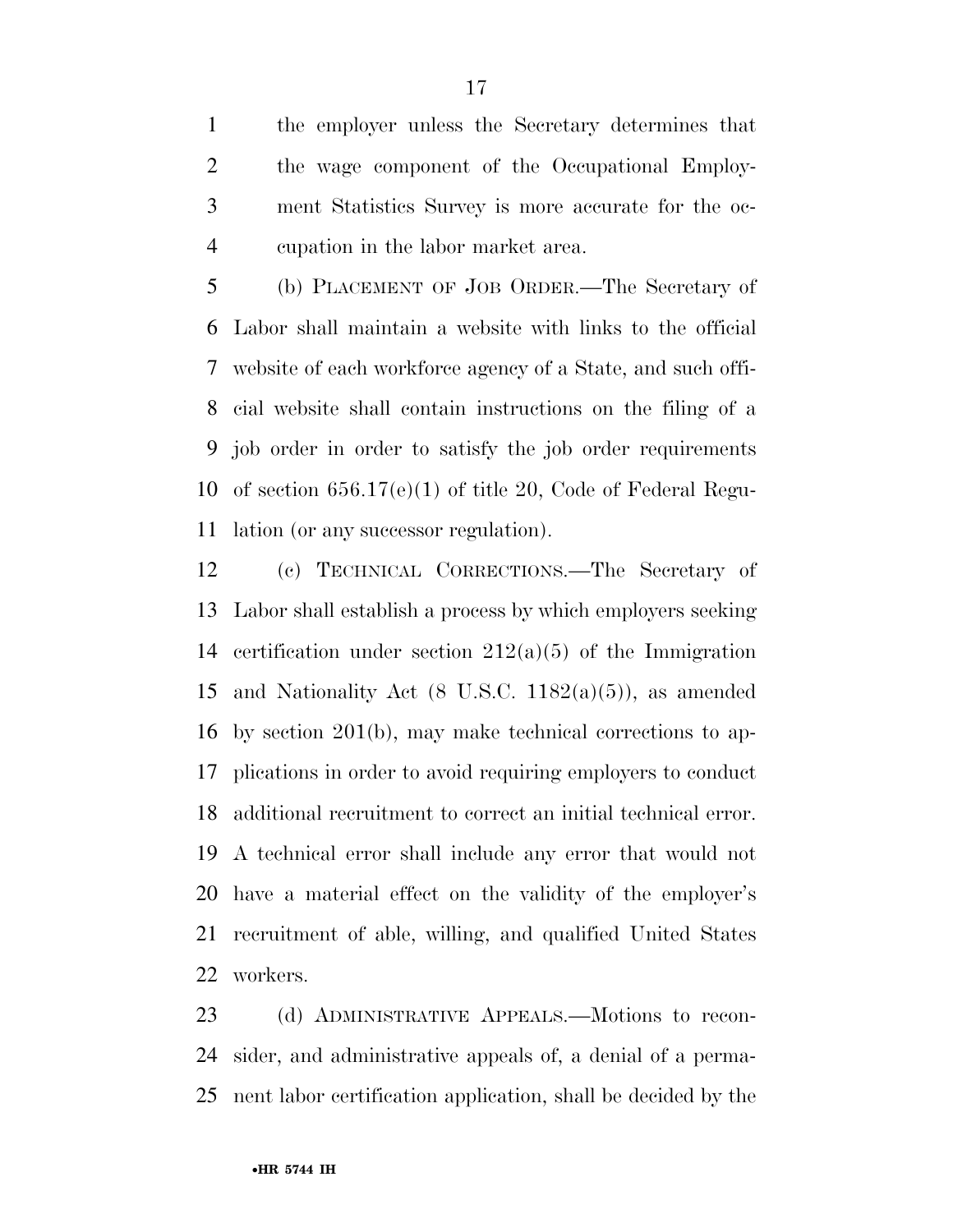the employer unless the Secretary determines that the wage component of the Occupational Employment Statistics Survey is more accurate for the occupation in the labor market area.

(b) PLACEMENT OF JOB ORDER.—The Secretary of Labor shall maintain a website with links to the official website of each workforce agency of a State, and such official website shall contain instructions on the filing of a job order in order to satisfy the job order requirements of section 656.17(e)(1) of title 20, Code of Federal Regulation (or any successor regulation).

(c) TECHNICAL CORRECTIONS.—The Secretary of Labor shall establish a process by which employers seeking certification under section 212(a)(5) of the Immigration and Nationality Act (8 U.S.C. 1182(a)(5)), as amended by section 201(b), may make technical corrections to applications in order to avoid requiring employers to conduct additional recruitment to correct an initial technical error. A technical error shall include any error that would not have a material effect on the validity of the employer's recruitment of able, willing, and qualified United States workers.

(d) ADMINISTRATIVE APPEALS.—Motions to reconsider, and administrative appeals of, a denial of a permanent labor certification application, shall be decided by the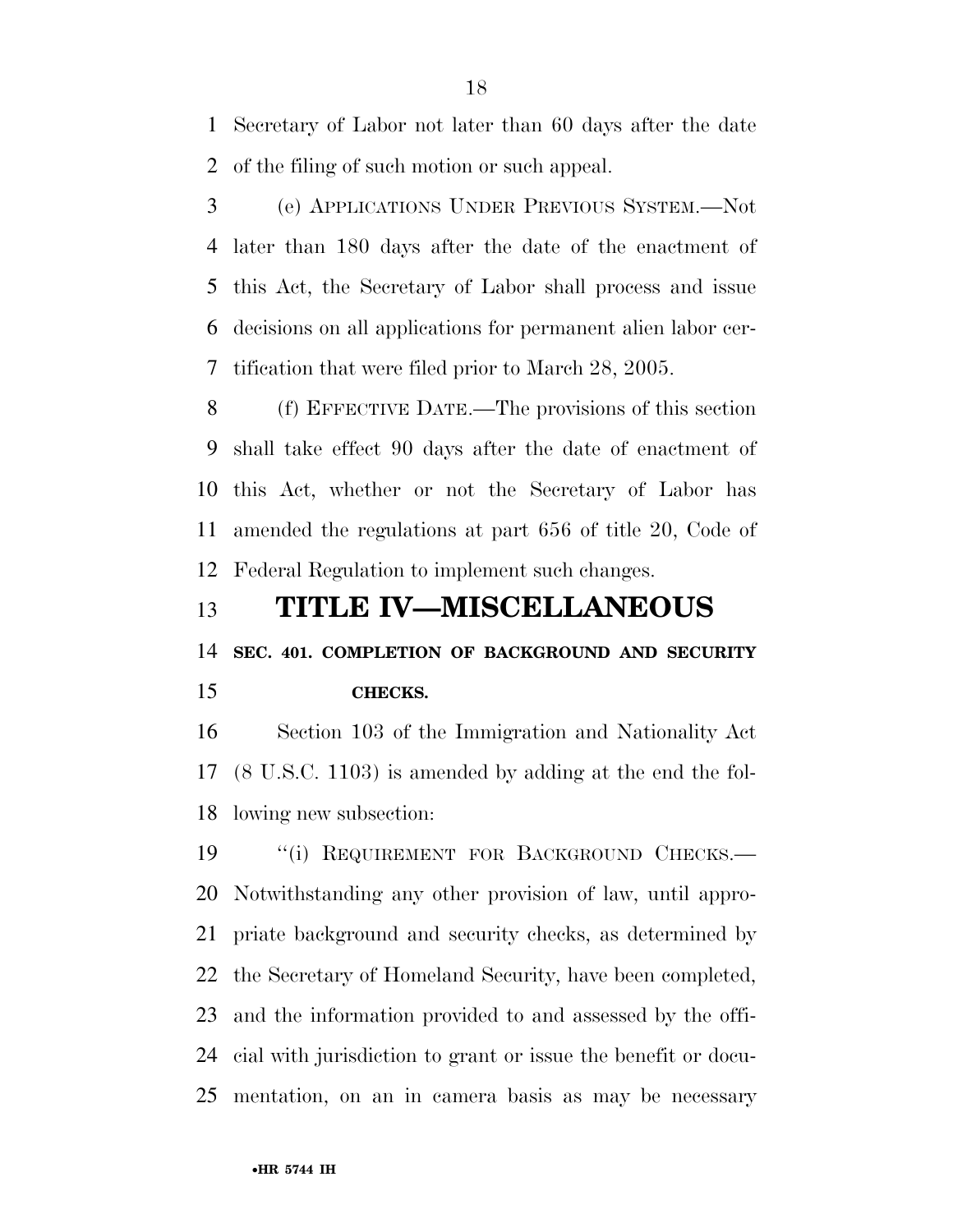Secretary of Labor not later than 60 days after the date of the filing of such motion or such appeal.

(e) APPLICATIONS UNDER PREVIOUS SYSTEM.—Not later than 180 days after the date of the enactment of this Act, the Secretary of Labor shall process and issue decisions on all applications for permanent alien labor certification that were filed prior to March 28, 2005.

(f) EFFECTIVE DATE.—The provisions of this section shall take effect 90 days after the date of enactment of this Act, whether or not the Secretary of Labor has amended the regulations at part 656 of title 20, Code of Federal Regulation to implement such changes.

# TITLE IV—MISCELLANEOUS

### SEC. 401. COMPLETION OF BACKGROUND AND SECURITY CHECKS.

Section 103 of the Immigration and Nationality Act (8 U.S.C. 1103) is amended by adding at the end the following new subsection:

"(i) REQUIREMENT FOR BACKGROUND CHECKS.—Notwithstanding any other provision of law, until appropriate background and security checks, as determined by the Secretary of Homeland Security, have been completed, and the information provided to and assessed by the official with jurisdiction to grant or issue the benefit or documentation, on an in camera basis as may be necessary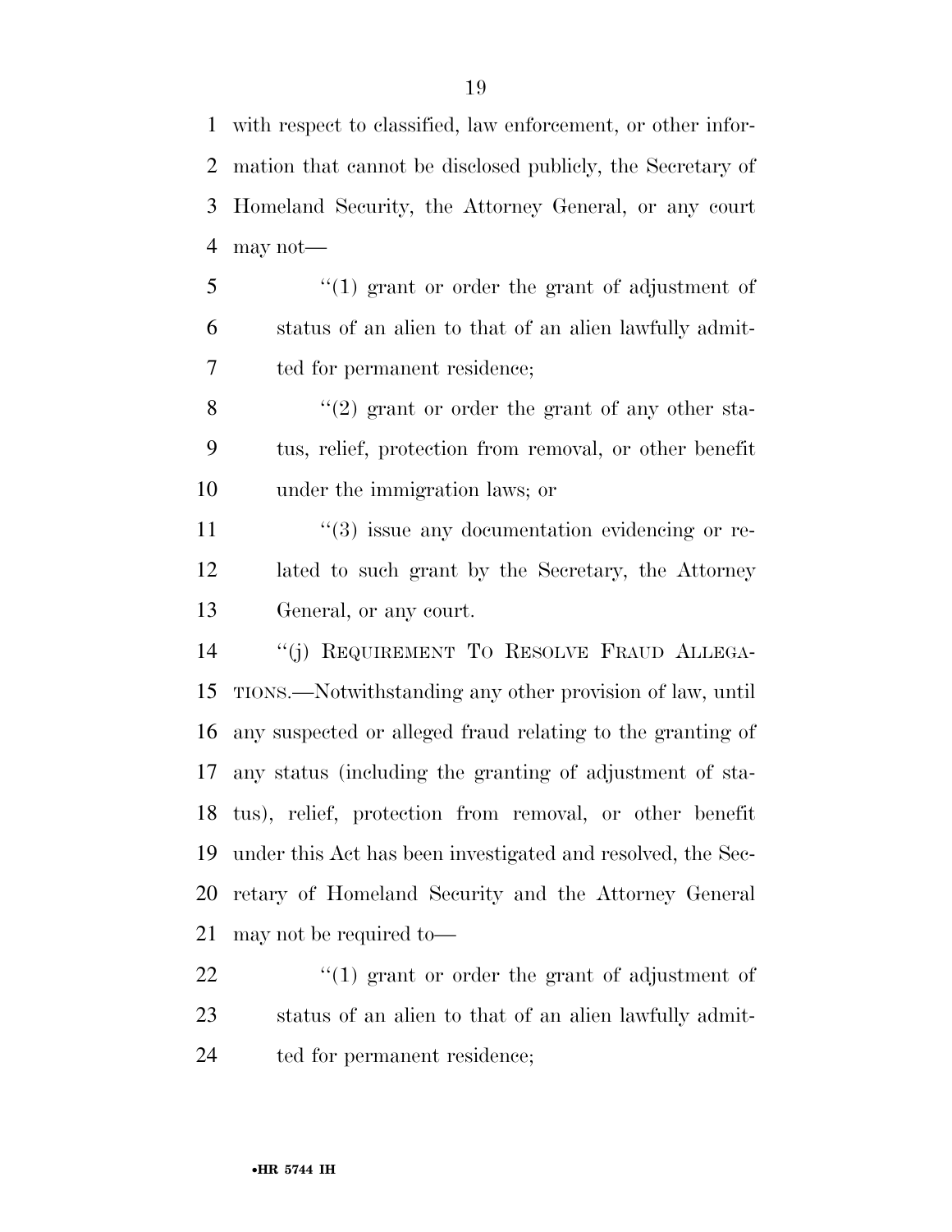with respect to classified, law enforcement, or other information that cannot be disclosed publicly, the Secretary of Homeland Security, the Attorney General, or any court may not—

"(1) grant or order the grant of adjustment of status of an alien to that of an alien lawfully admitted for permanent residence;

"(2) grant or order the grant of any other status, relief, protection from removal, or other benefit under the immigration laws; or

"(3) issue any documentation evidencing or related to such grant by the Secretary, the Attorney General, or any court.

"(j) REQUIREMENT TO RESOLVE FRAUD ALLEGATIONS.—Notwithstanding any other provision of law, until any suspected or alleged fraud relating to the granting of any status (including the granting of adjustment of status), relief, protection from removal, or other benefit under this Act has been investigated and resolved, the Secretary of Homeland Security and the Attorney General may not be required to—

"(1) grant or order the grant of adjustment of status of an alien to that of an alien lawfully admitted for permanent residence;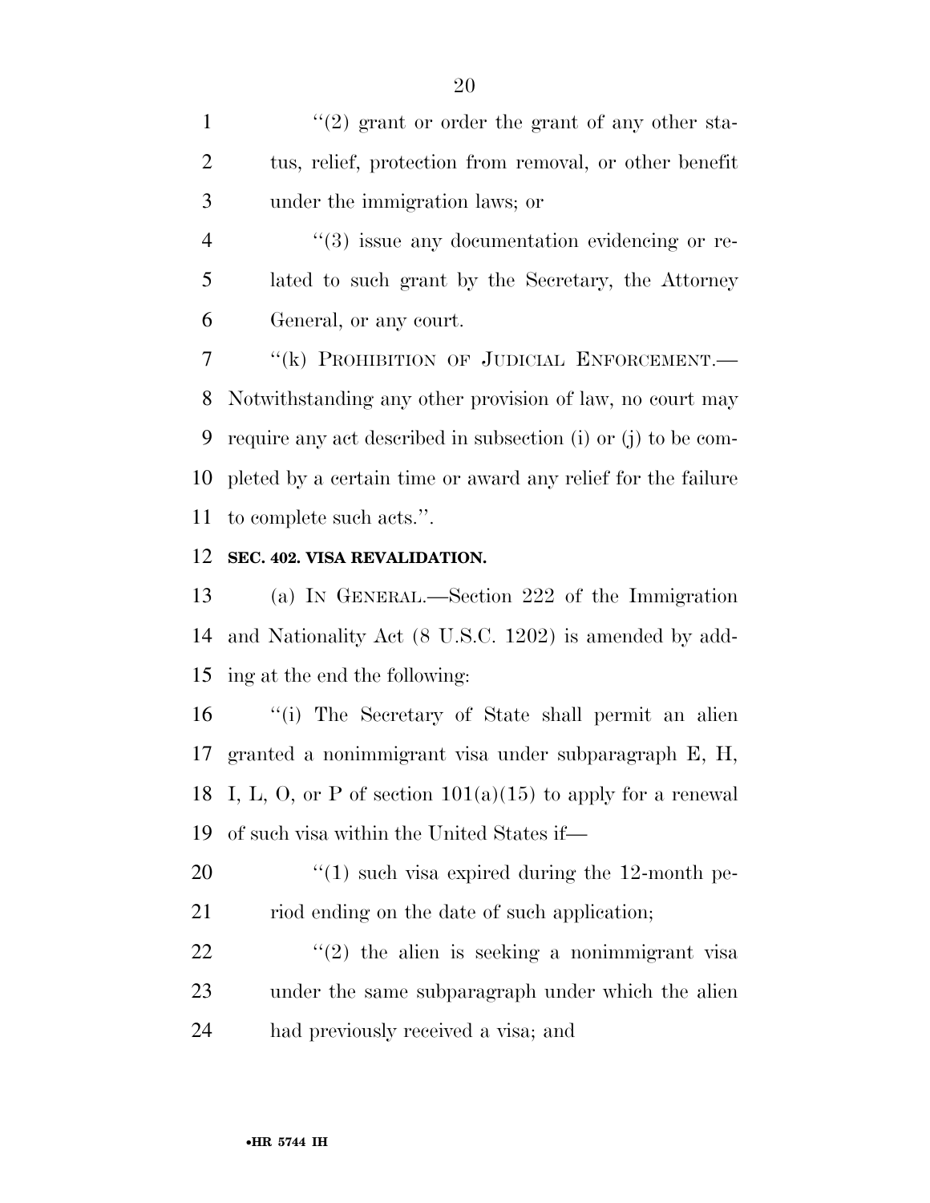"(2) grant or order the grant of any other status, relief, protection from removal, or other benefit under the immigration laws; or

"(3) issue any documentation evidencing or related to such grant by the Secretary, the Attorney General, or any court.

"(k) PROHIBITION OF JUDICIAL ENFORCEMENT.—Notwithstanding any other provision of law, no court may require any act described in subsection (i) or (j) to be completed by a certain time or award any relief for the failure to complete such acts.".

**SEC. 402. VISA REVALIDATION.**

(a) IN GENERAL.—Section 222 of the Immigration and Nationality Act (8 U.S.C. 1202) is amended by adding at the end the following:

"(i) The Secretary of State shall permit an alien granted a nonimmigrant visa under subparagraph E, H, I, L, O, or P of section 101(a)(15) to apply for a renewal of such visa within the United States if—

"(1) such visa expired during the 12-month period ending on the date of such application;

"(2) the alien is seeking a nonimmigrant visa under the same subparagraph under which the alien had previously received a visa; and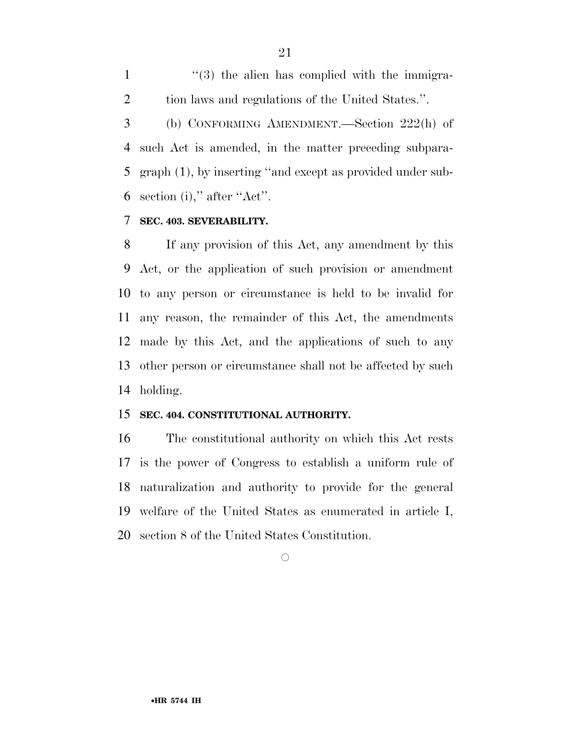''(3) the alien has complied with the immigration laws and regulations of the United States.''.

(b) CONFORMING AMENDMENT.—Section 222(h) of such Act is amended, in the matter preceding subparagraph (1), by inserting ''and except as provided under subsection (i),'' after ''Act''.

**SEC. 403. SEVERABILITY.**

If any provision of this Act, any amendment by this Act, or the application of such provision or amendment to any person or circumstance is held to be invalid for any reason, the remainder of this Act, the amendments made by this Act, and the applications of such to any other person or circumstance shall not be affected by such holding.

**SEC. 404. CONSTITUTIONAL AUTHORITY.**

The constitutional authority on which this Act rests is the power of Congress to establish a uniform rule of naturalization and authority to provide for the general welfare of the United States as enumerated in article I, section 8 of the United States Constitution.

○